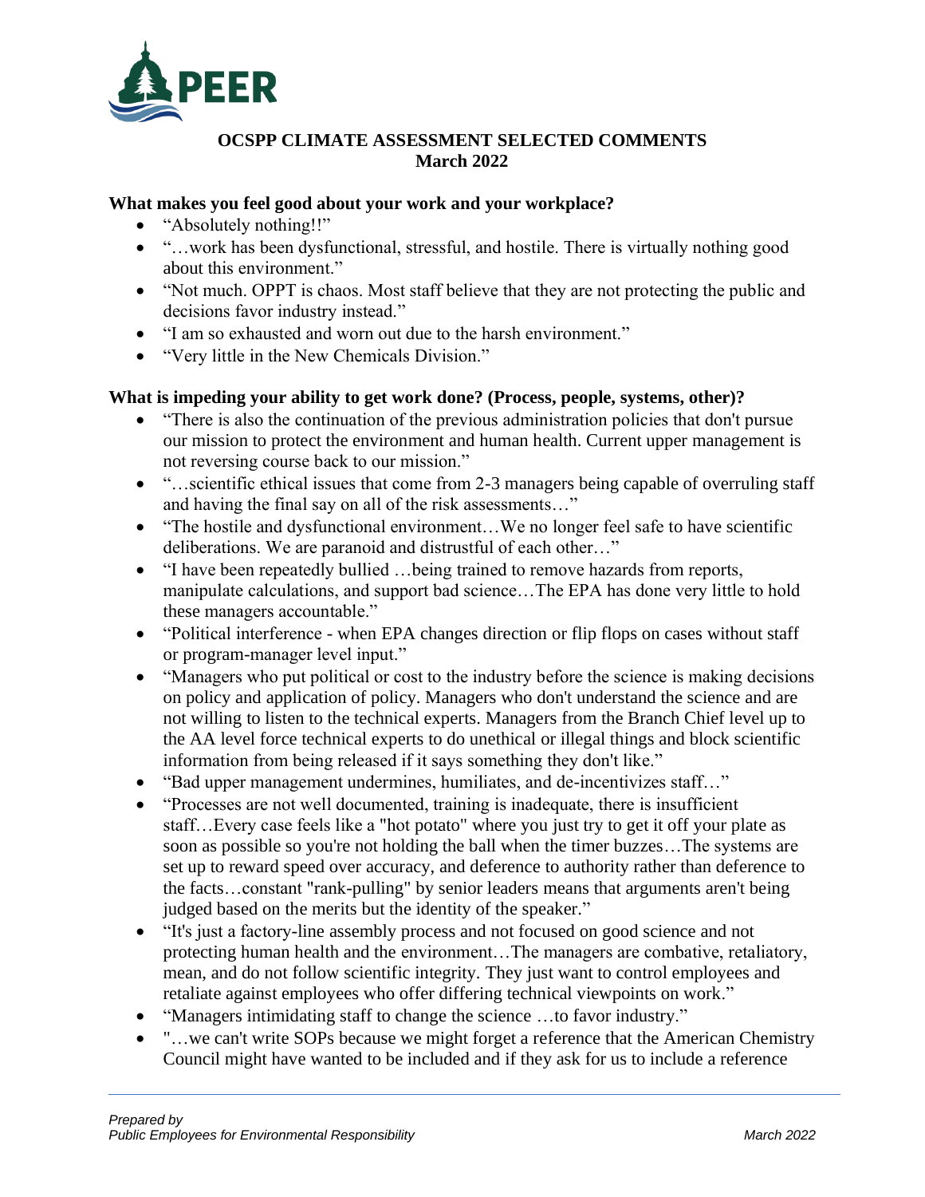PEER

## OCSPP CLIMATE ASSESSMENT SELECTED COMMENTS
## March 2022

**What makes you feel good about your work and your workplace?**

- "Absolutely nothing!!"
- "…work has been dysfunctional, stressful, and hostile. There is virtually nothing good about this environment."
- "Not much. OPPT is chaos. Most staff believe that they are not protecting the public and decisions favor industry instead."
- "I am so exhausted and worn out due to the harsh environment."
- "Very little in the New Chemicals Division."

**What is impeding your ability to get work done? (Process, people, systems, other)?**

- "There is also the continuation of the previous administration policies that don't pursue our mission to protect the environment and human health. Current upper management is not reversing course back to our mission."
- "…scientific ethical issues that come from 2-3 managers being capable of overruling staff and having the final say on all of the risk assessments…"
- "The hostile and dysfunctional environment…We no longer feel safe to have scientific deliberations. We are paranoid and distrustful of each other…"
- "I have been repeatedly bullied …being trained to remove hazards from reports, manipulate calculations, and support bad science…The EPA has done very little to hold these managers accountable."
- "Political interference - when EPA changes direction or flip flops on cases without staff or program-manager level input."
- "Managers who put political or cost to the industry before the science is making decisions on policy and application of policy. Managers who don't understand the science and are not willing to listen to the technical experts. Managers from the Branch Chief level up to the AA level force technical experts to do unethical or illegal things and block scientific information from being released if it says something they don't like."
- "Bad upper management undermines, humiliates, and de-incentivizes staff…"
- "Processes are not well documented, training is inadequate, there is insufficient staff…Every case feels like a "hot potato" where you just try to get it off your plate as soon as possible so you're not holding the ball when the timer buzzes…The systems are set up to reward speed over accuracy, and deference to authority rather than deference to the facts…constant "rank-pulling" by senior leaders means that arguments aren't being judged based on the merits but the identity of the speaker."
- "It's just a factory-line assembly process and not focused on good science and not protecting human health and the environment…The managers are combative, retaliatory, mean, and do not follow scientific integrity. They just want to control employees and retaliate against employees who offer differing technical viewpoints on work."
- "Managers intimidating staff to change the science …to favor industry."
- "…we can't write SOPs because we might forget a reference that the American Chemistry Council might have wanted to be included and if they ask for us to include a reference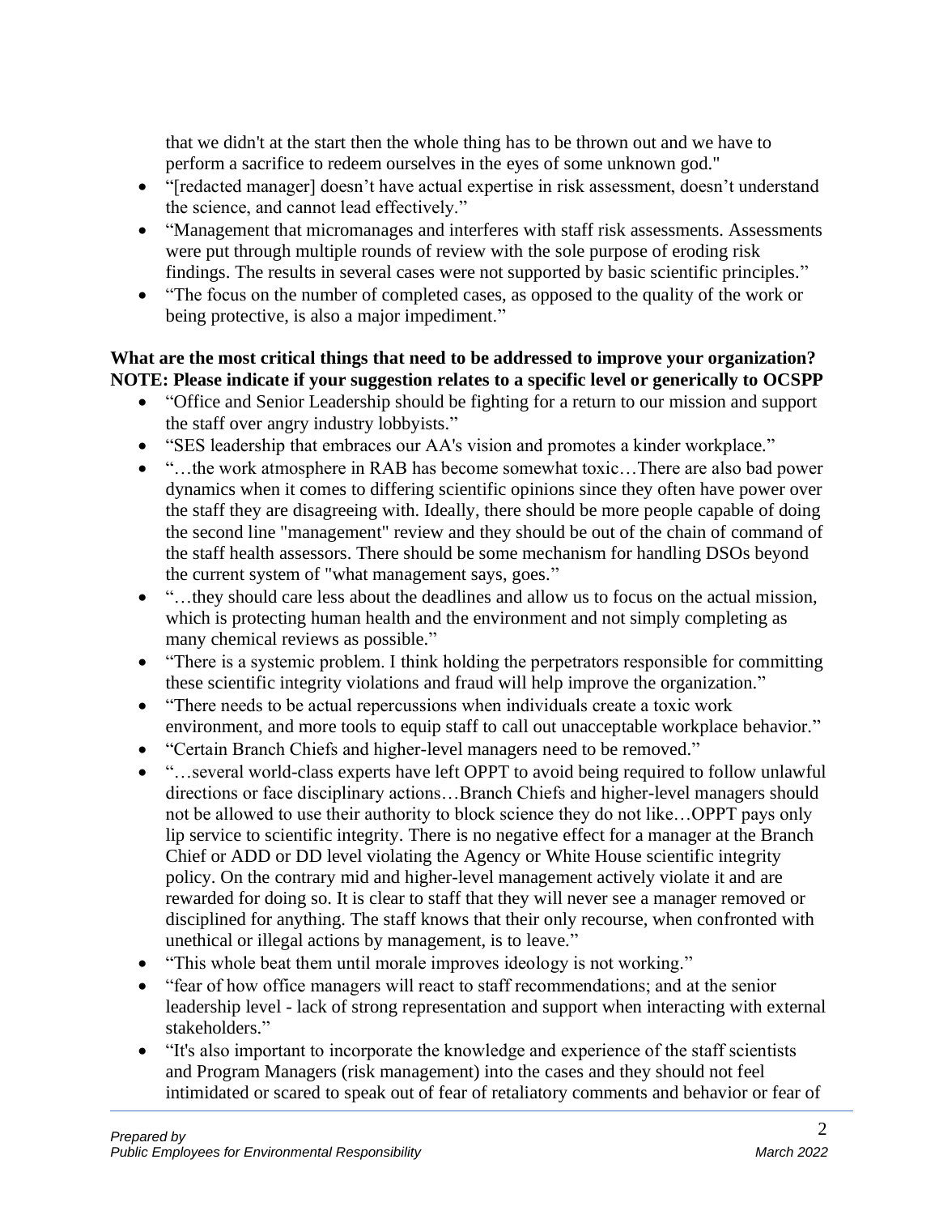that we didn't at the start then the whole thing has to be thrown out and we have to perform a sacrifice to redeem ourselves in the eyes of some unknown god."

- "[redacted manager] doesn't have actual expertise in risk assessment, doesn't understand the science, and cannot lead effectively."
- "Management that micromanages and interferes with staff risk assessments. Assessments were put through multiple rounds of review with the sole purpose of eroding risk findings. The results in several cases were not supported by basic scientific principles."
- "The focus on the number of completed cases, as opposed to the quality of the work or being protective, is also a major impediment."

**What are the most critical things that need to be addressed to improve your organization? NOTE: Please indicate if your suggestion relates to a specific level or generically to OCSPP**

- "Office and Senior Leadership should be fighting for a return to our mission and support the staff over angry industry lobbyists."
- "SES leadership that embraces our AA's vision and promotes a kinder workplace."
- "…the work atmosphere in RAB has become somewhat toxic…There are also bad power dynamics when it comes to differing scientific opinions since they often have power over the staff they are disagreeing with. Ideally, there should be more people capable of doing the second line "management" review and they should be out of the chain of command of the staff health assessors. There should be some mechanism for handling DSOs beyond the current system of "what management says, goes."
- "…they should care less about the deadlines and allow us to focus on the actual mission, which is protecting human health and the environment and not simply completing as many chemical reviews as possible."
- "There is a systemic problem. I think holding the perpetrators responsible for committing these scientific integrity violations and fraud will help improve the organization."
- "There needs to be actual repercussions when individuals create a toxic work environment, and more tools to equip staff to call out unacceptable workplace behavior."
- "Certain Branch Chiefs and higher-level managers need to be removed."
- "…several world-class experts have left OPPT to avoid being required to follow unlawful directions or face disciplinary actions…Branch Chiefs and higher-level managers should not be allowed to use their authority to block science they do not like…OPPT pays only lip service to scientific integrity. There is no negative effect for a manager at the Branch Chief or ADD or DD level violating the Agency or White House scientific integrity policy. On the contrary mid and higher-level management actively violate it and are rewarded for doing so. It is clear to staff that they will never see a manager removed or disciplined for anything. The staff knows that their only recourse, when confronted with unethical or illegal actions by management, is to leave."
- "This whole beat them until morale improves ideology is not working."
- "fear of how office managers will react to staff recommendations; and at the senior leadership level - lack of strong representation and support when interacting with external stakeholders."
- "It's also important to incorporate the knowledge and experience of the staff scientists and Program Managers (risk management) into the cases and they should not feel intimidated or scared to speak out of fear of retaliatory comments and behavior or fear of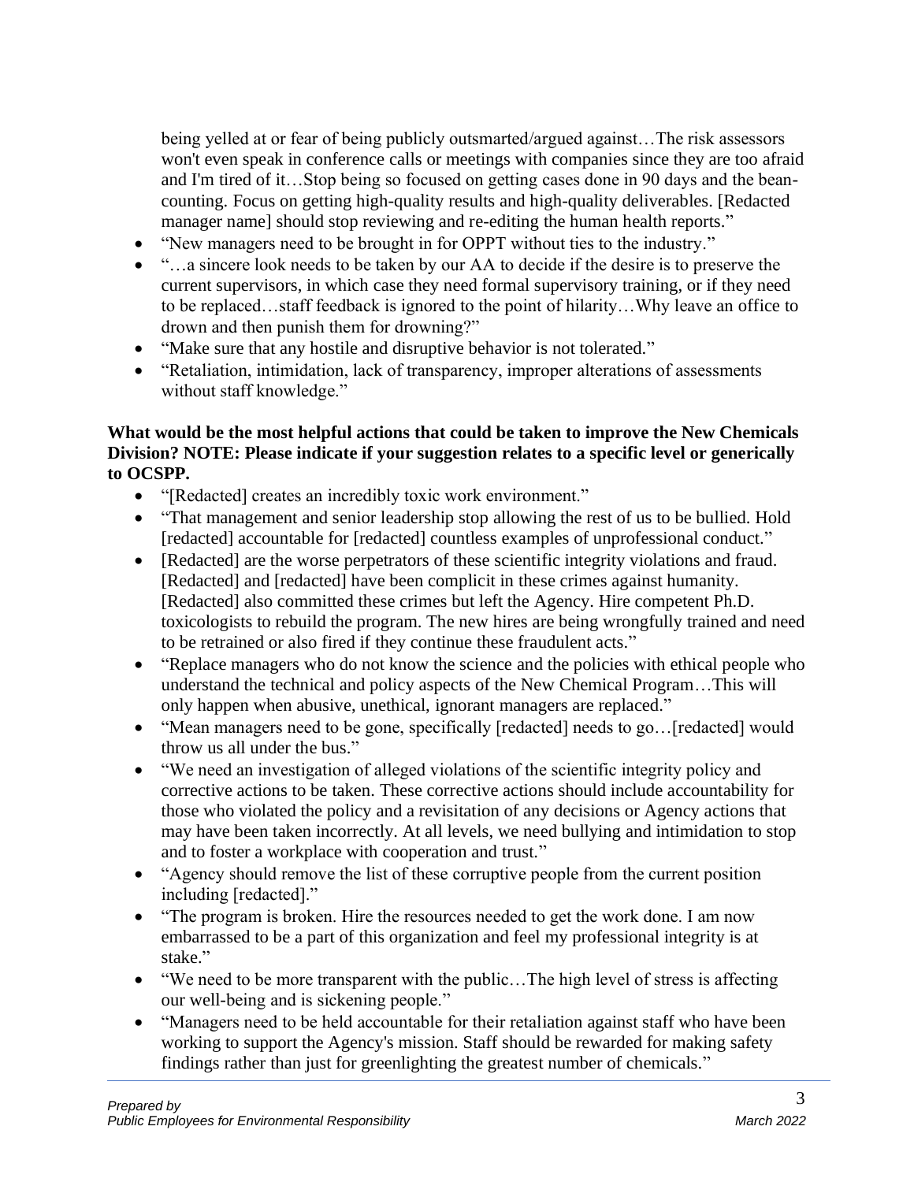being yelled at or fear of being publicly outsmarted/argued against…The risk assessors won't even speak in conference calls or meetings with companies since they are too afraid and I'm tired of it…Stop being so focused on getting cases done in 90 days and the bean-counting. Focus on getting high-quality results and high-quality deliverables. [Redacted manager name] should stop reviewing and re-editing the human health reports."

- "New managers need to be brought in for OPPT without ties to the industry."
- "…a sincere look needs to be taken by our AA to decide if the desire is to preserve the current supervisors, in which case they need formal supervisory training, or if they need to be replaced…staff feedback is ignored to the point of hilarity…Why leave an office to drown and then punish them for drowning?"
- "Make sure that any hostile and disruptive behavior is not tolerated."
- "Retaliation, intimidation, lack of transparency, improper alterations of assessments without staff knowledge."

**What would be the most helpful actions that could be taken to improve the New Chemicals Division? NOTE: Please indicate if your suggestion relates to a specific level or generically to OCSPP.**

- "[Redacted] creates an incredibly toxic work environment."
- "That management and senior leadership stop allowing the rest of us to be bullied. Hold [redacted] accountable for [redacted] countless examples of unprofessional conduct."
- [Redacted] are the worse perpetrators of these scientific integrity violations and fraud. [Redacted] and [redacted] have been complicit in these crimes against humanity. [Redacted] also committed these crimes but left the Agency. Hire competent Ph.D. toxicologists to rebuild the program. The new hires are being wrongfully trained and need to be retrained or also fired if they continue these fraudulent acts."
- "Replace managers who do not know the science and the policies with ethical people who understand the technical and policy aspects of the New Chemical Program…This will only happen when abusive, unethical, ignorant managers are replaced."
- "Mean managers need to be gone, specifically [redacted] needs to go…[redacted] would throw us all under the bus."
- "We need an investigation of alleged violations of the scientific integrity policy and corrective actions to be taken. These corrective actions should include accountability for those who violated the policy and a revisitation of any decisions or Agency actions that may have been taken incorrectly. At all levels, we need bullying and intimidation to stop and to foster a workplace with cooperation and trust."
- "Agency should remove the list of these corruptive people from the current position including [redacted]."
- "The program is broken. Hire the resources needed to get the work done. I am now embarrassed to be a part of this organization and feel my professional integrity is at stake."
- "We need to be more transparent with the public…The high level of stress is affecting our well-being and is sickening people."
- "Managers need to be held accountable for their retaliation against staff who have been working to support the Agency's mission. Staff should be rewarded for making safety findings rather than just for greenlighting the greatest number of chemicals."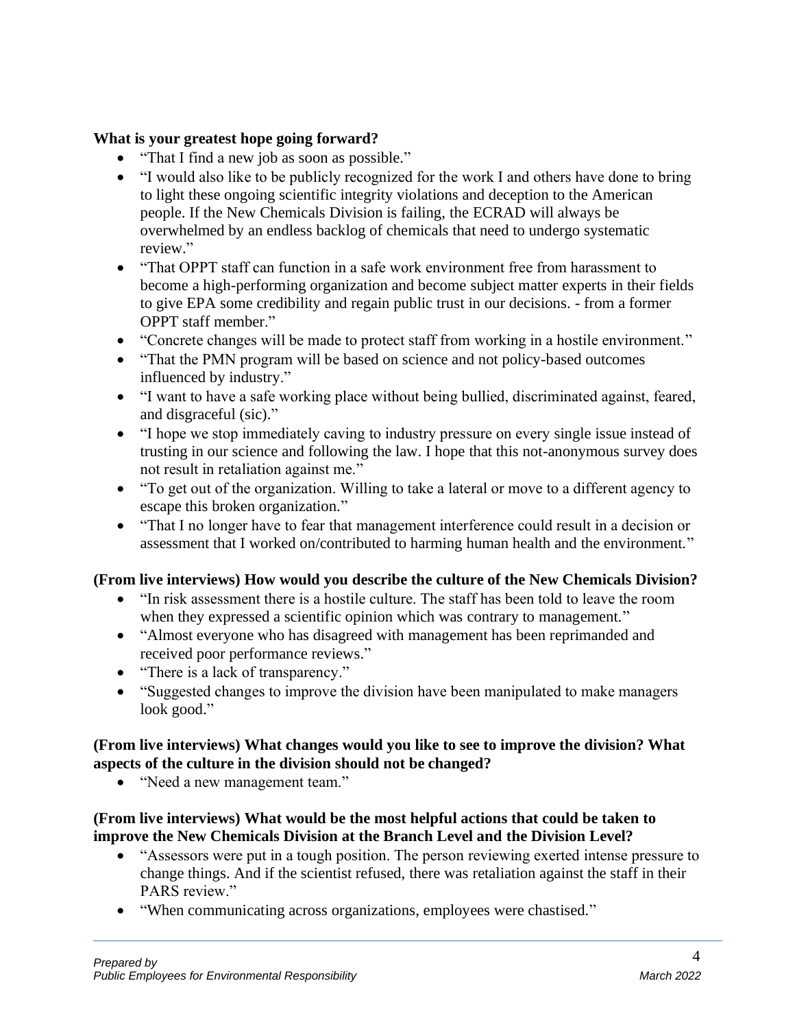**What is your greatest hope going forward?**

- "That I find a new job as soon as possible."
- "I would also like to be publicly recognized for the work I and others have done to bring to light these ongoing scientific integrity violations and deception to the American people. If the New Chemicals Division is failing, the ECRAD will always be overwhelmed by an endless backlog of chemicals that need to undergo systematic review."
- "That OPPT staff can function in a safe work environment free from harassment to become a high-performing organization and become subject matter experts in their fields to give EPA some credibility and regain public trust in our decisions. - from a former OPPT staff member."
- "Concrete changes will be made to protect staff from working in a hostile environment."
- "That the PMN program will be based on science and not policy-based outcomes influenced by industry."
- "I want to have a safe working place without being bullied, discriminated against, feared, and disgraceful (sic)."
- "I hope we stop immediately caving to industry pressure on every single issue instead of trusting in our science and following the law. I hope that this not-anonymous survey does not result in retaliation against me."
- "To get out of the organization. Willing to take a lateral or move to a different agency to escape this broken organization."
- "That I no longer have to fear that management interference could result in a decision or assessment that I worked on/contributed to harming human health and the environment."

**(From live interviews) How would you describe the culture of the New Chemicals Division?**

- "In risk assessment there is a hostile culture. The staff has been told to leave the room when they expressed a scientific opinion which was contrary to management."
- "Almost everyone who has disagreed with management has been reprimanded and received poor performance reviews."
- "There is a lack of transparency."
- "Suggested changes to improve the division have been manipulated to make managers look good."

**(From live interviews) What changes would you like to see to improve the division? What aspects of the culture in the division should not be changed?**

- "Need a new management team."

**(From live interviews) What would be the most helpful actions that could be taken to improve the New Chemicals Division at the Branch Level and the Division Level?**

- "Assessors were put in a tough position. The person reviewing exerted intense pressure to change things. And if the scientist refused, there was retaliation against the staff in their PARS review."
- "When communicating across organizations, employees were chastised."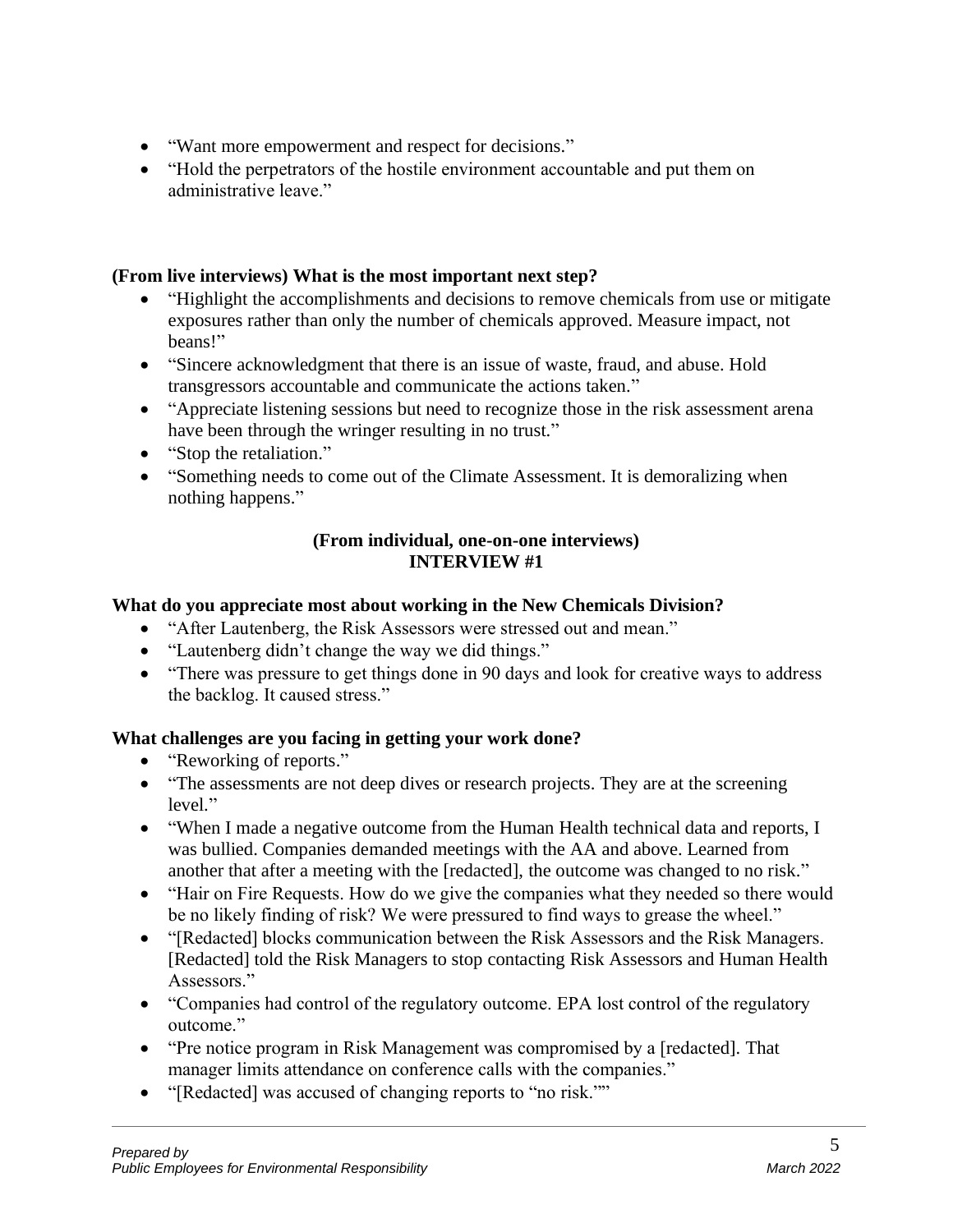- "Want more empowerment and respect for decisions."
- "Hold the perpetrators of the hostile environment accountable and put them on administrative leave."

**(From live interviews) What is the most important next step?**

- "Highlight the accomplishments and decisions to remove chemicals from use or mitigate exposures rather than only the number of chemicals approved. Measure impact, not beans!"
- "Sincere acknowledgment that there is an issue of waste, fraud, and abuse. Hold transgressors accountable and communicate the actions taken."
- "Appreciate listening sessions but need to recognize those in the risk assessment arena have been through the wringer resulting in no trust."
- "Stop the retaliation."
- "Something needs to come out of the Climate Assessment. It is demoralizing when nothing happens."

**(From individual, one-on-one interviews)**
**INTERVIEW #1**

**What do you appreciate most about working in the New Chemicals Division?**

- "After Lautenberg, the Risk Assessors were stressed out and mean."
- "Lautenberg didn't change the way we did things."
- "There was pressure to get things done in 90 days and look for creative ways to address the backlog. It caused stress."

**What challenges are you facing in getting your work done?**

- "Reworking of reports."
- "The assessments are not deep dives or research projects. They are at the screening level."
- "When I made a negative outcome from the Human Health technical data and reports, I was bullied. Companies demanded meetings with the AA and above. Learned from another that after a meeting with the [redacted], the outcome was changed to no risk."
- "Hair on Fire Requests. How do we give the companies what they needed so there would be no likely finding of risk? We were pressured to find ways to grease the wheel."
- "[Redacted] blocks communication between the Risk Assessors and the Risk Managers. [Redacted] told the Risk Managers to stop contacting Risk Assessors and Human Health Assessors."
- "Companies had control of the regulatory outcome. EPA lost control of the regulatory outcome."
- "Pre notice program in Risk Management was compromised by a [redacted]. That manager limits attendance on conference calls with the companies."
- "[Redacted] was accused of changing reports to "no risk.""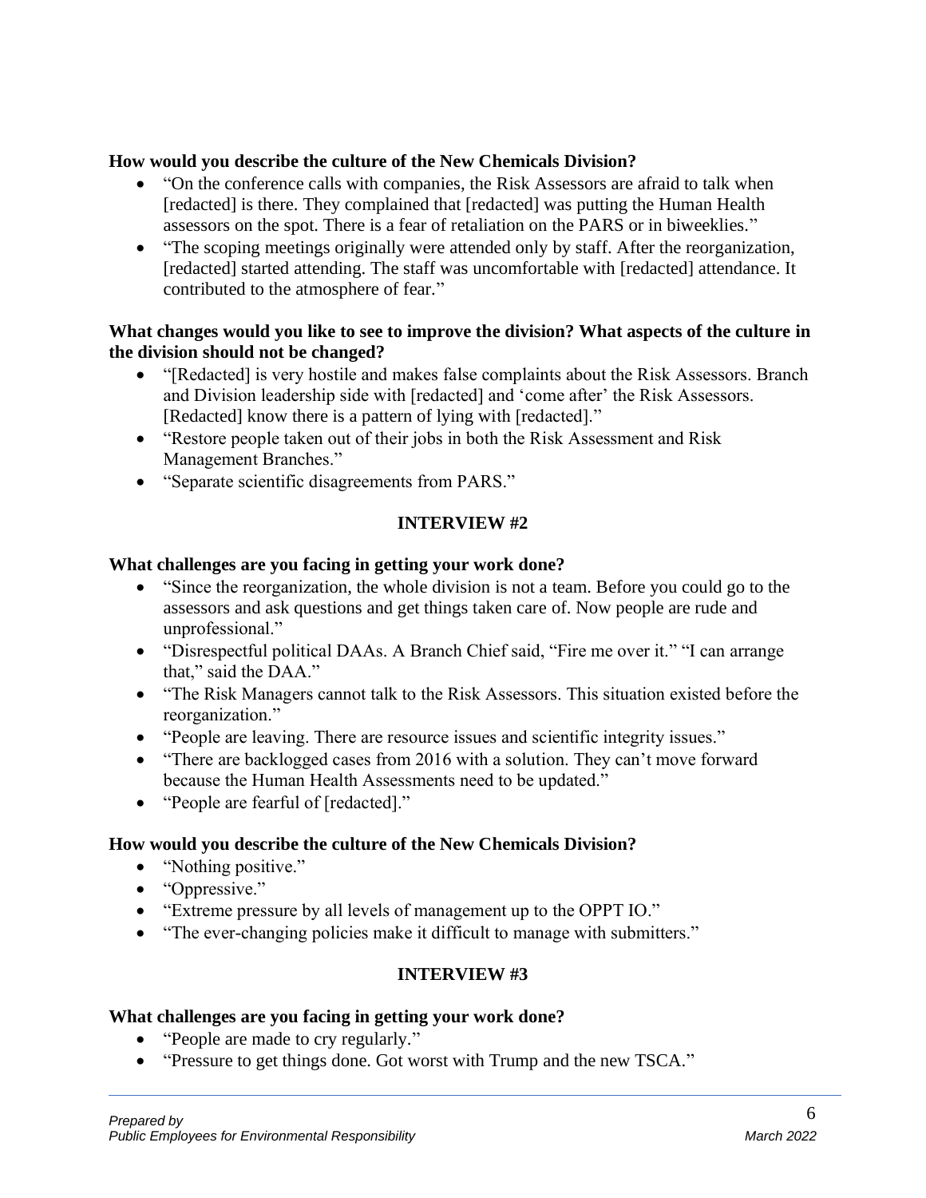**How would you describe the culture of the New Chemicals Division?**

- "On the conference calls with companies, the Risk Assessors are afraid to talk when [redacted] is there. They complained that [redacted] was putting the Human Health assessors on the spot. There is a fear of retaliation on the PARS or in biweeklies."
- "The scoping meetings originally were attended only by staff. After the reorganization, [redacted] started attending. The staff was uncomfortable with [redacted] attendance. It contributed to the atmosphere of fear."

**What changes would you like to see to improve the division? What aspects of the culture in the division should not be changed?**

- "[Redacted] is very hostile and makes false complaints about the Risk Assessors. Branch and Division leadership side with [redacted] and 'come after' the Risk Assessors. [Redacted] know there is a pattern of lying with [redacted]."
- "Restore people taken out of their jobs in both the Risk Assessment and Risk Management Branches."
- "Separate scientific disagreements from PARS."

## INTERVIEW #2

**What challenges are you facing in getting your work done?**

- "Since the reorganization, the whole division is not a team. Before you could go to the assessors and ask questions and get things taken care of. Now people are rude and unprofessional."
- "Disrespectful political DAAs. A Branch Chief said, "Fire me over it." "I can arrange that," said the DAA."
- "The Risk Managers cannot talk to the Risk Assessors. This situation existed before the reorganization."
- "People are leaving. There are resource issues and scientific integrity issues."
- "There are backlogged cases from 2016 with a solution. They can't move forward because the Human Health Assessments need to be updated."
- "People are fearful of [redacted]."

**How would you describe the culture of the New Chemicals Division?**

- "Nothing positive."
- "Oppressive."
- "Extreme pressure by all levels of management up to the OPPT IO."
- "The ever-changing policies make it difficult to manage with submitters."

## INTERVIEW #3

**What challenges are you facing in getting your work done?**

- "People are made to cry regularly."
- "Pressure to get things done. Got worst with Trump and the new TSCA."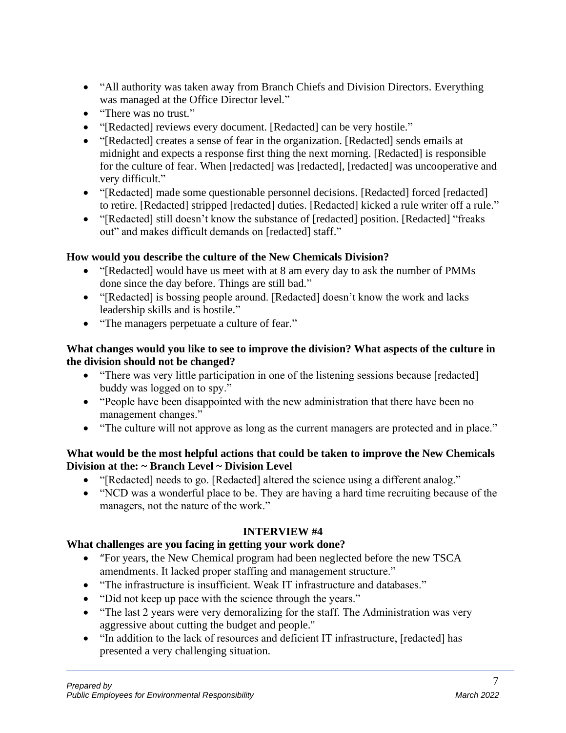- "All authority was taken away from Branch Chiefs and Division Directors. Everything was managed at the Office Director level."
- "There was no trust."
- "[Redacted] reviews every document. [Redacted] can be very hostile."
- "[Redacted] creates a sense of fear in the organization. [Redacted] sends emails at midnight and expects a response first thing the next morning. [Redacted] is responsible for the culture of fear. When [redacted] was [redacted], [redacted] was uncooperative and very difficult."
- "[Redacted] made some questionable personnel decisions. [Redacted] forced [redacted] to retire. [Redacted] stripped [redacted] duties. [Redacted] kicked a rule writer off a rule."
- "[Redacted] still doesn't know the substance of [redacted] position. [Redacted] "freaks out" and makes difficult demands on [redacted] staff."

**How would you describe the culture of the New Chemicals Division?**

- "[Redacted] would have us meet with at 8 am every day to ask the number of PMMs done since the day before. Things are still bad."
- "[Redacted] is bossing people around. [Redacted] doesn't know the work and lacks leadership skills and is hostile."
- "The managers perpetuate a culture of fear."

**What changes would you like to see to improve the division? What aspects of the culture in the division should not be changed?**

- "There was very little participation in one of the listening sessions because [redacted] buddy was logged on to spy."
- "People have been disappointed with the new administration that there have been no management changes."
- "The culture will not approve as long as the current managers are protected and in place."

**What would be the most helpful actions that could be taken to improve the New Chemicals Division at the: ~ Branch Level ~ Division Level**

- "[Redacted] needs to go. [Redacted] altered the science using a different analog."
- "NCD was a wonderful place to be. They are having a hard time recruiting because of the managers, not the nature of the work."

**INTERVIEW #4**

**What challenges are you facing in getting your work done?**

- "For years, the New Chemical program had been neglected before the new TSCA amendments. It lacked proper staffing and management structure."
- "The infrastructure is insufficient. Weak IT infrastructure and databases."
- "Did not keep up pace with the science through the years."
- "The last 2 years were very demoralizing for the staff. The Administration was very aggressive about cutting the budget and people."
- "In addition to the lack of resources and deficient IT infrastructure, [redacted] has presented a very challenging situation.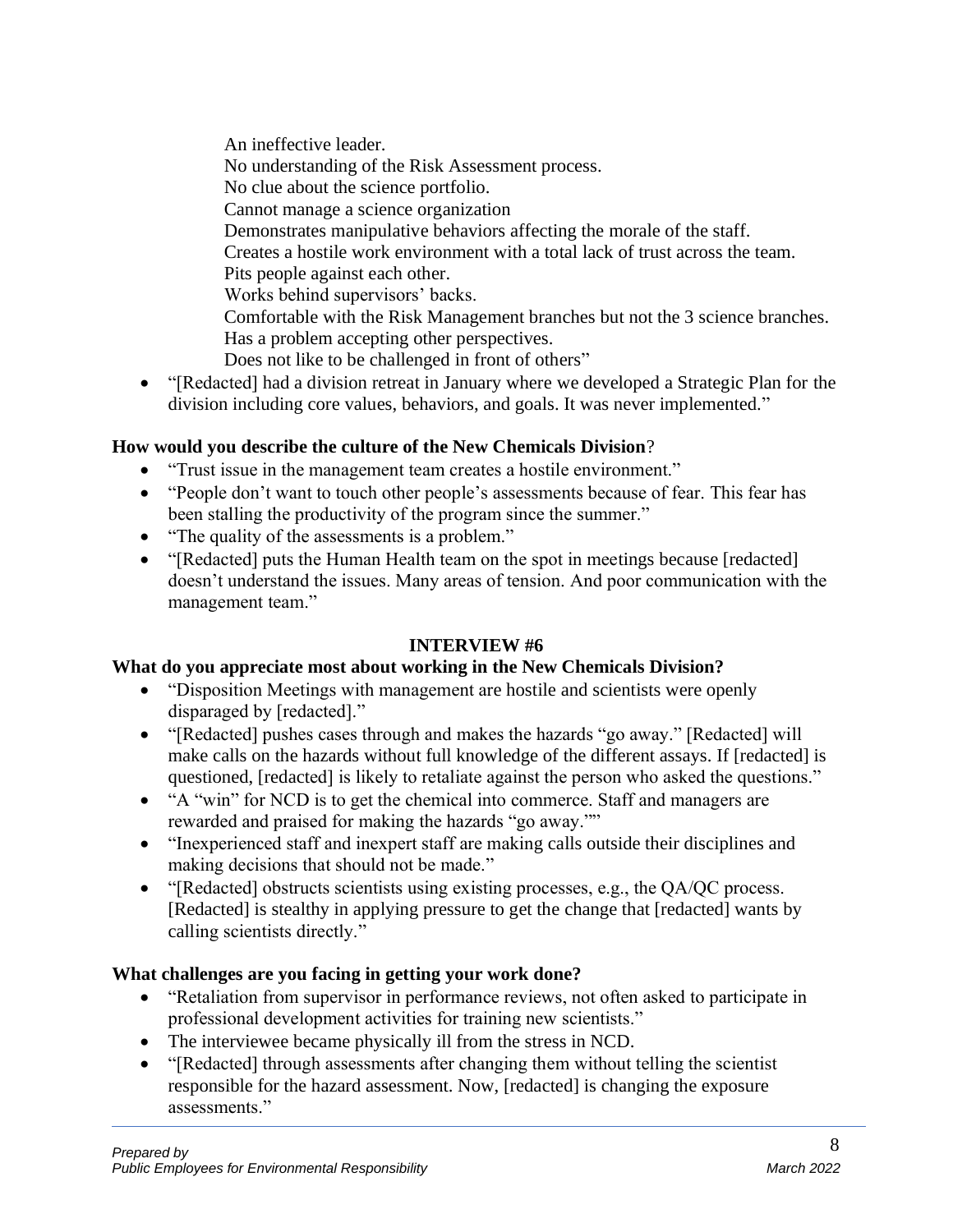An ineffective leader.
No understanding of the Risk Assessment process.
No clue about the science portfolio.
Cannot manage a science organization
Demonstrates manipulative behaviors affecting the morale of the staff.
Creates a hostile work environment with a total lack of trust across the team.
Pits people against each other.
Works behind supervisors' backs.
Comfortable with the Risk Management branches but not the 3 science branches.
Has a problem accepting other perspectives.
Does not like to be challenged in front of others"

- "[Redacted] had a division retreat in January where we developed a Strategic Plan for the division including core values, behaviors, and goals. It was never implemented."

**How would you describe the culture of the New Chemicals Division**?

- "Trust issue in the management team creates a hostile environment."
- "People don't want to touch other people's assessments because of fear. This fear has been stalling the productivity of the program since the summer."
- "The quality of the assessments is a problem."
- "[Redacted] puts the Human Health team on the spot in meetings because [redacted] doesn't understand the issues. Many areas of tension. And poor communication with the management team."

## INTERVIEW #6

**What do you appreciate most about working in the New Chemicals Division?**

- "Disposition Meetings with management are hostile and scientists were openly disparaged by [redacted]."
- "[Redacted] pushes cases through and makes the hazards "go away." [Redacted] will make calls on the hazards without full knowledge of the different assays. If [redacted] is questioned, [redacted] is likely to retaliate against the person who asked the questions."
- "A "win" for NCD is to get the chemical into commerce. Staff and managers are rewarded and praised for making the hazards "go away.""
- "Inexperienced staff and inexpert staff are making calls outside their disciplines and making decisions that should not be made."
- "[Redacted] obstructs scientists using existing processes, e.g., the QA/QC process. [Redacted] is stealthy in applying pressure to get the change that [redacted] wants by calling scientists directly."

**What challenges are you facing in getting your work done?**

- "Retaliation from supervisor in performance reviews, not often asked to participate in professional development activities for training new scientists."
- The interviewee became physically ill from the stress in NCD.
- "[Redacted] through assessments after changing them without telling the scientist responsible for the hazard assessment. Now, [redacted] is changing the exposure assessments."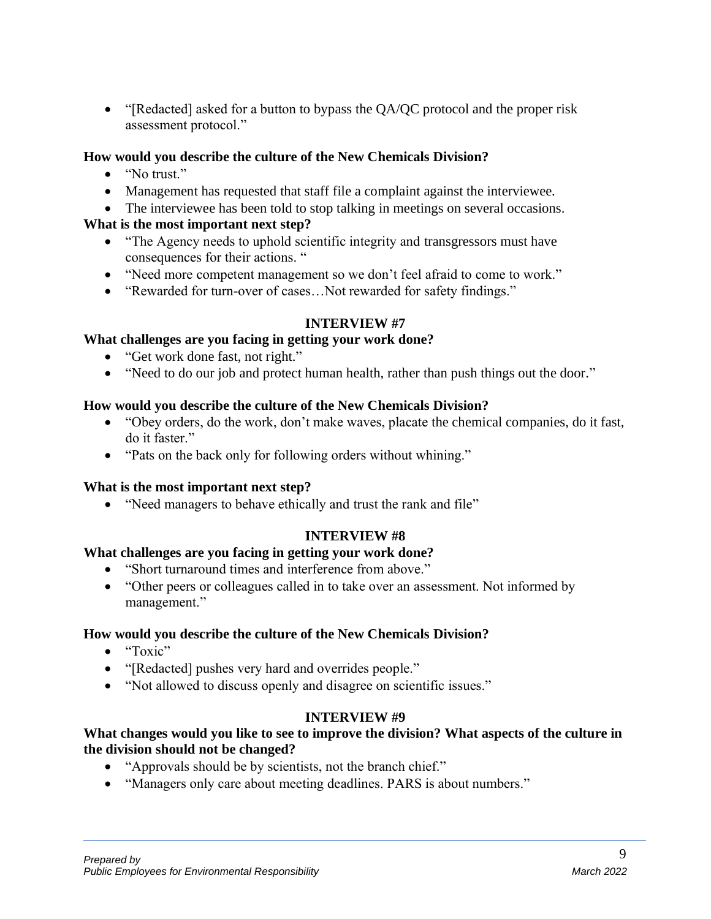- "[Redacted] asked for a button to bypass the QA/QC protocol and the proper risk assessment protocol."

**How would you describe the culture of the New Chemicals Division?**

- "No trust."
- Management has requested that staff file a complaint against the interviewee.
- The interviewee has been told to stop talking in meetings on several occasions.

**What is the most important next step?**

- "The Agency needs to uphold scientific integrity and transgressors must have consequences for their actions. "
- "Need more competent management so we don't feel afraid to come to work."
- "Rewarded for turn-over of cases…Not rewarded for safety findings."

**INTERVIEW #7**

**What challenges are you facing in getting your work done?**

- "Get work done fast, not right."
- "Need to do our job and protect human health, rather than push things out the door."

**How would you describe the culture of the New Chemicals Division?**

- "Obey orders, do the work, don't make waves, placate the chemical companies, do it fast, do it faster."
- "Pats on the back only for following orders without whining."

**What is the most important next step?**

- "Need managers to behave ethically and trust the rank and file"

**INTERVIEW #8**

**What challenges are you facing in getting your work done?**

- "Short turnaround times and interference from above."
- "Other peers or colleagues called in to take over an assessment. Not informed by management."

**How would you describe the culture of the New Chemicals Division?**

- "Toxic"
- "[Redacted] pushes very hard and overrides people."
- "Not allowed to discuss openly and disagree on scientific issues."

**INTERVIEW #9**

**What changes would you like to see to improve the division? What aspects of the culture in the division should not be changed?**

- "Approvals should be by scientists, not the branch chief."
- "Managers only care about meeting deadlines. PARS is about numbers."